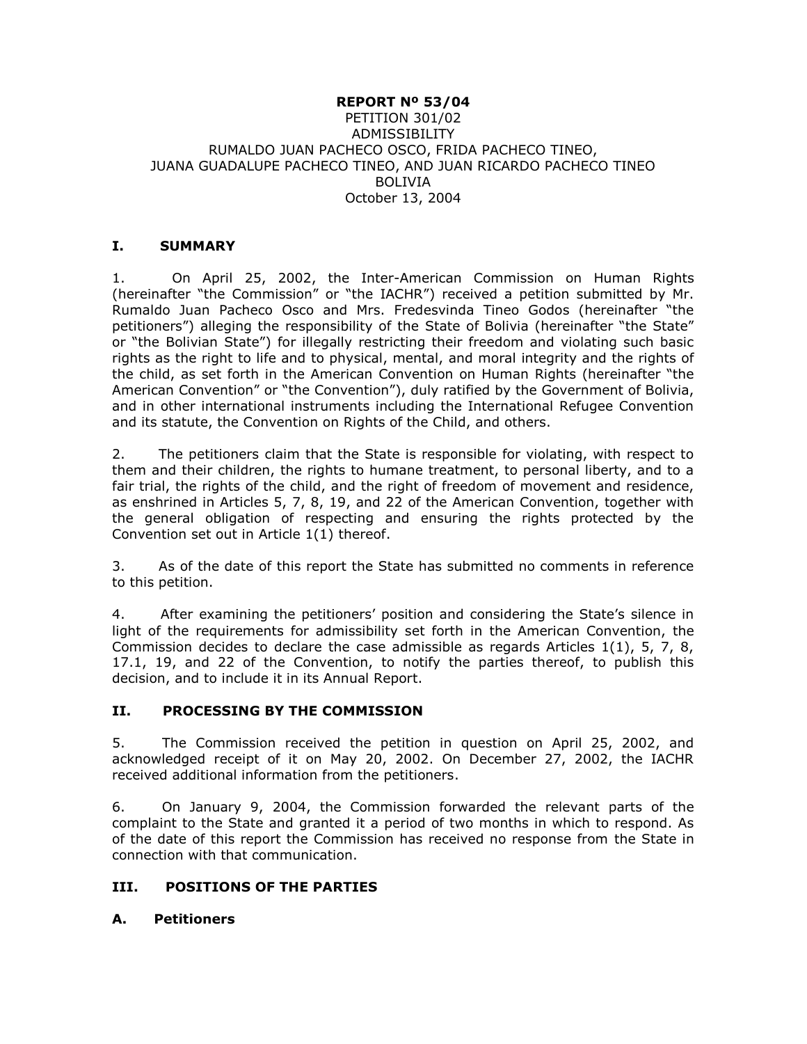**REPORT Nº 53/04**
PETITION 301/02
ADMISSIBILITY
RUMALDO JUAN PACHECO OSCO, FRIDA PACHECO TINEO,
JUANA GUADALUPE PACHECO TINEO, AND JUAN RICARDO PACHECO TINEO
BOLIVIA
October 13, 2004

## I. SUMMARY

1. On April 25, 2002, the Inter-American Commission on Human Rights (hereinafter "the Commission" or "the IACHR") received a petition submitted by Mr. Rumaldo Juan Pacheco Osco and Mrs. Fredesvinda Tineo Godos (hereinafter "the petitioners") alleging the responsibility of the State of Bolivia (hereinafter "the State" or "the Bolivian State") for illegally restricting their freedom and violating such basic rights as the right to life and to physical, mental, and moral integrity and the rights of the child, as set forth in the American Convention on Human Rights (hereinafter "the American Convention" or "the Convention"), duly ratified by the Government of Bolivia, and in other international instruments including the International Refugee Convention and its statute, the Convention on Rights of the Child, and others.

2. The petitioners claim that the State is responsible for violating, with respect to them and their children, the rights to humane treatment, to personal liberty, and to a fair trial, the rights of the child, and the right of freedom of movement and residence, as enshrined in Articles 5, 7, 8, 19, and 22 of the American Convention, together with the general obligation of respecting and ensuring the rights protected by the Convention set out in Article 1(1) thereof.

3. As of the date of this report the State has submitted no comments in reference to this petition.

4. After examining the petitioners' position and considering the State's silence in light of the requirements for admissibility set forth in the American Convention, the Commission decides to declare the case admissible as regards Articles 1(1), 5, 7, 8, 17.1, 19, and 22 of the Convention, to notify the parties thereof, to publish this decision, and to include it in its Annual Report.

## II. PROCESSING BY THE COMMISSION

5. The Commission received the petition in question on April 25, 2002, and acknowledged receipt of it on May 20, 2002. On December 27, 2002, the IACHR received additional information from the petitioners.

6. On January 9, 2004, the Commission forwarded the relevant parts of the complaint to the State and granted it a period of two months in which to respond. As of the date of this report the Commission has received no response from the State in connection with that communication.

## III. POSITIONS OF THE PARTIES

### A. Petitioners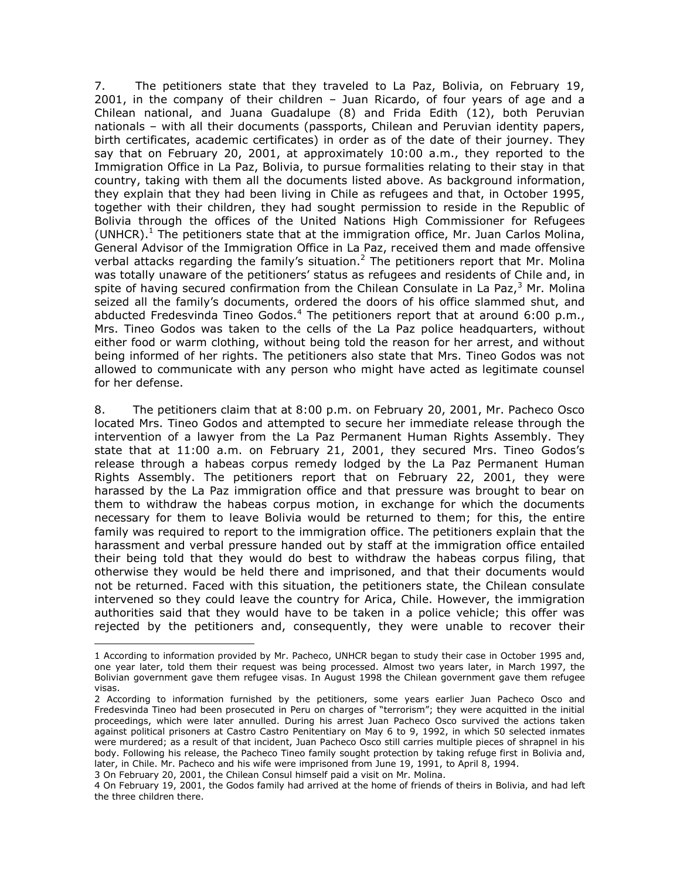7. The petitioners state that they traveled to La Paz, Bolivia, on February 19, 2001, in the company of their children – Juan Ricardo, of four years of age and a Chilean national, and Juana Guadalupe (8) and Frida Edith (12), both Peruvian nationals – with all their documents (passports, Chilean and Peruvian identity papers, birth certificates, academic certificates) in order as of the date of their journey. They say that on February 20, 2001, at approximately 10:00 a.m., they reported to the Immigration Office in La Paz, Bolivia, to pursue formalities relating to their stay in that country, taking with them all the documents listed above. As background information, they explain that they had been living in Chile as refugees and that, in October 1995, together with their children, they had sought permission to reside in the Republic of Bolivia through the offices of the United Nations High Commissioner for Refugees (UNHCR).[1] The petitioners state that at the immigration office, Mr. Juan Carlos Molina, General Advisor of the Immigration Office in La Paz, received them and made offensive verbal attacks regarding the family's situation.[2] The petitioners report that Mr. Molina was totally unaware of the petitioners' status as refugees and residents of Chile and, in spite of having secured confirmation from the Chilean Consulate in La Paz,[3] Mr. Molina seized all the family's documents, ordered the doors of his office slammed shut, and abducted Fredesvinda Tineo Godos.[4] The petitioners report that at around 6:00 p.m., Mrs. Tineo Godos was taken to the cells of the La Paz police headquarters, without either food or warm clothing, without being told the reason for her arrest, and without being informed of her rights. The petitioners also state that Mrs. Tineo Godos was not allowed to communicate with any person who might have acted as legitimate counsel for her defense.

8. The petitioners claim that at 8:00 p.m. on February 20, 2001, Mr. Pacheco Osco located Mrs. Tineo Godos and attempted to secure her immediate release through the intervention of a lawyer from the La Paz Permanent Human Rights Assembly. They state that at 11:00 a.m. on February 21, 2001, they secured Mrs. Tineo Godos's release through a habeas corpus remedy lodged by the La Paz Permanent Human Rights Assembly. The petitioners report that on February 22, 2001, they were harassed by the La Paz immigration office and that pressure was brought to bear on them to withdraw the habeas corpus motion, in exchange for which the documents necessary for them to leave Bolivia would be returned to them; for this, the entire family was required to report to the immigration office. The petitioners explain that the harassment and verbal pressure handed out by staff at the immigration office entailed their being told that they would do best to withdraw the habeas corpus filing, that otherwise they would be held there and imprisoned, and that their documents would not be returned. Faced with this situation, the petitioners state, the Chilean consulate intervened so they could leave the country for Arica, Chile. However, the immigration authorities said that they would have to be taken in a police vehicle; this offer was rejected by the petitioners and, consequently, they were unable to recover their

---

[1] According to information provided by Mr. Pacheco, UNHCR began to study their case in October 1995 and, one year later, told them their request was being processed. Almost two years later, in March 1997, the Bolivian government gave them refugee visas. In August 1998 the Chilean government gave them refugee visas.

[2] According to information furnished by the petitioners, some years earlier Juan Pacheco Osco and Fredesvinda Tineo had been prosecuted in Peru on charges of "terrorism"; they were acquitted in the initial proceedings, which were later annulled. During his arrest Juan Pacheco Osco survived the actions taken against political prisoners at Castro Castro Penitentiary on May 6 to 9, 1992, in which 50 selected inmates were murdered; as a result of that incident, Juan Pacheco Osco still carries multiple pieces of shrapnel in his body. Following his release, the Pacheco Tineo family sought protection by taking refuge first in Bolivia and, later, in Chile. Mr. Pacheco and his wife were imprisoned from June 19, 1991, to April 8, 1994.

[3] On February 20, 2001, the Chilean Consul himself paid a visit on Mr. Molina.

[4] On February 19, 2001, the Godos family had arrived at the home of friends of theirs in Bolivia, and had left the three children there.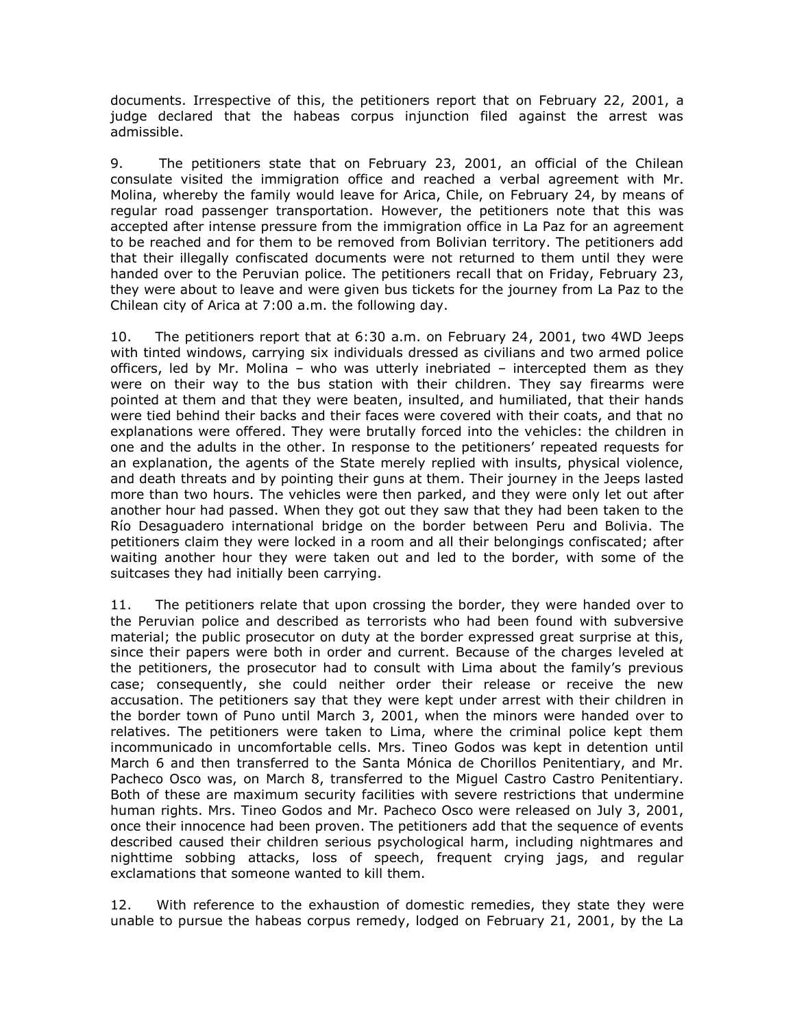documents. Irrespective of this, the petitioners report that on February 22, 2001, a judge declared that the habeas corpus injunction filed against the arrest was admissible.

9. The petitioners state that on February 23, 2001, an official of the Chilean consulate visited the immigration office and reached a verbal agreement with Mr. Molina, whereby the family would leave for Arica, Chile, on February 24, by means of regular road passenger transportation. However, the petitioners note that this was accepted after intense pressure from the immigration office in La Paz for an agreement to be reached and for them to be removed from Bolivian territory. The petitioners add that their illegally confiscated documents were not returned to them until they were handed over to the Peruvian police. The petitioners recall that on Friday, February 23, they were about to leave and were given bus tickets for the journey from La Paz to the Chilean city of Arica at 7:00 a.m. the following day.

10. The petitioners report that at 6:30 a.m. on February 24, 2001, two 4WD Jeeps with tinted windows, carrying six individuals dressed as civilians and two armed police officers, led by Mr. Molina – who was utterly inebriated – intercepted them as they were on their way to the bus station with their children. They say firearms were pointed at them and that they were beaten, insulted, and humiliated, that their hands were tied behind their backs and their faces were covered with their coats, and that no explanations were offered. They were brutally forced into the vehicles: the children in one and the adults in the other. In response to the petitioners' repeated requests for an explanation, the agents of the State merely replied with insults, physical violence, and death threats and by pointing their guns at them. Their journey in the Jeeps lasted more than two hours. The vehicles were then parked, and they were only let out after another hour had passed. When they got out they saw that they had been taken to the Río Desaguadero international bridge on the border between Peru and Bolivia. The petitioners claim they were locked in a room and all their belongings confiscated; after waiting another hour they were taken out and led to the border, with some of the suitcases they had initially been carrying.

11. The petitioners relate that upon crossing the border, they were handed over to the Peruvian police and described as terrorists who had been found with subversive material; the public prosecutor on duty at the border expressed great surprise at this, since their papers were both in order and current. Because of the charges leveled at the petitioners, the prosecutor had to consult with Lima about the family's previous case; consequently, she could neither order their release or receive the new accusation. The petitioners say that they were kept under arrest with their children in the border town of Puno until March 3, 2001, when the minors were handed over to relatives. The petitioners were taken to Lima, where the criminal police kept them incommunicado in uncomfortable cells. Mrs. Tineo Godos was kept in detention until March 6 and then transferred to the Santa Mónica de Chorillos Penitentiary, and Mr. Pacheco Osco was, on March 8, transferred to the Miguel Castro Castro Penitentiary. Both of these are maximum security facilities with severe restrictions that undermine human rights. Mrs. Tineo Godos and Mr. Pacheco Osco were released on July 3, 2001, once their innocence had been proven. The petitioners add that the sequence of events described caused their children serious psychological harm, including nightmares and nighttime sobbing attacks, loss of speech, frequent crying jags, and regular exclamations that someone wanted to kill them.

12. With reference to the exhaustion of domestic remedies, they state they were unable to pursue the habeas corpus remedy, lodged on February 21, 2001, by the La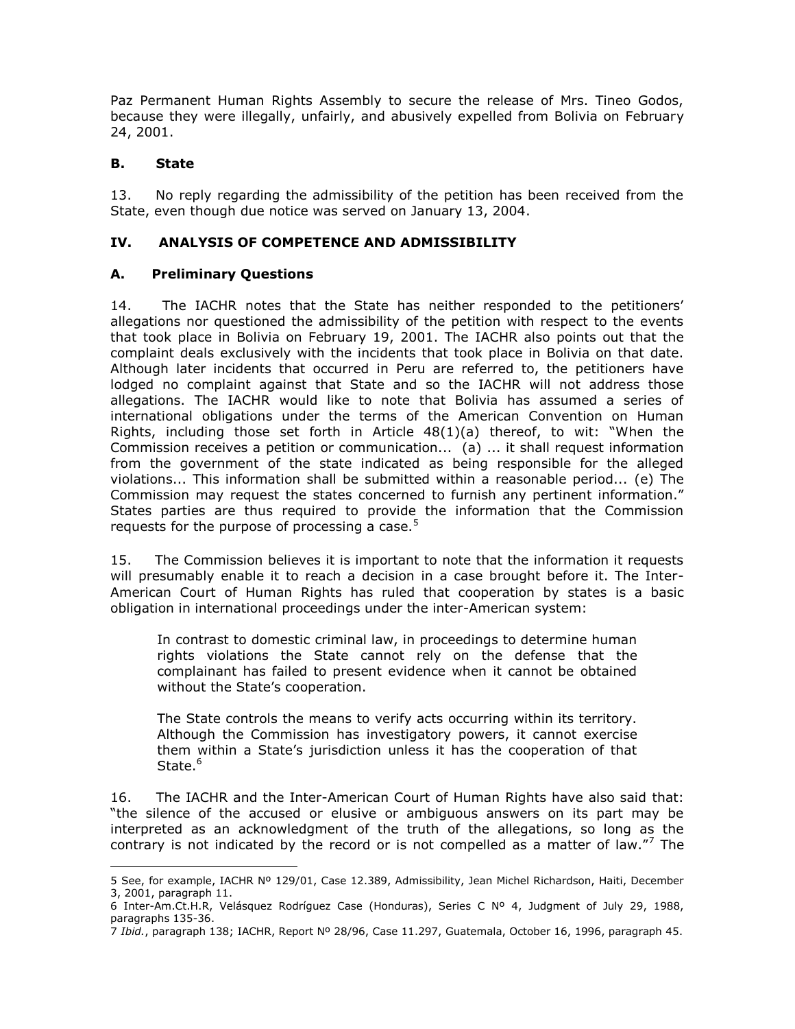Paz Permanent Human Rights Assembly to secure the release of Mrs. Tineo Godos, because they were illegally, unfairly, and abusively expelled from Bolivia on February 24, 2001.

### B. State

13. No reply regarding the admissibility of the petition has been received from the State, even though due notice was served on January 13, 2004.

## IV. ANALYSIS OF COMPETENCE AND ADMISSIBILITY

### A. Preliminary Questions

14. The IACHR notes that the State has neither responded to the petitioners' allegations nor questioned the admissibility of the petition with respect to the events that took place in Bolivia on February 19, 2001. The IACHR also points out that the complaint deals exclusively with the incidents that took place in Bolivia on that date. Although later incidents that occurred in Peru are referred to, the petitioners have lodged no complaint against that State and so the IACHR will not address those allegations. The IACHR would like to note that Bolivia has assumed a series of international obligations under the terms of the American Convention on Human Rights, including those set forth in Article 48(1)(a) thereof, to wit: "When the Commission receives a petition or communication... (a) ... it shall request information from the government of the state indicated as being responsible for the alleged violations... This information shall be submitted within a reasonable period... (e) The Commission may request the states concerned to furnish any pertinent information." States parties are thus required to provide the information that the Commission requests for the purpose of processing a case.[5]

15. The Commission believes it is important to note that the information it requests will presumably enable it to reach a decision in a case brought before it. The Inter-American Court of Human Rights has ruled that cooperation by states is a basic obligation in international proceedings under the inter-American system:

> In contrast to domestic criminal law, in proceedings to determine human rights violations the State cannot rely on the defense that the complainant has failed to present evidence when it cannot be obtained without the State's cooperation.
>
> The State controls the means to verify acts occurring within its territory. Although the Commission has investigatory powers, it cannot exercise them within a State's jurisdiction unless it has the cooperation of that State.[6]

16. The IACHR and the Inter-American Court of Human Rights have also said that: "the silence of the accused or elusive or ambiguous answers on its part may be interpreted as an acknowledgment of the truth of the allegations, so long as the contrary is not indicated by the record or is not compelled as a matter of law."[7] The

---

5 See, for example, IACHR Nº 129/01, Case 12.389, Admissibility, Jean Michel Richardson, Haiti, December 3, 2001, paragraph 11.

6 Inter-Am.Ct.H.R, Velásquez Rodríguez Case (Honduras), Series C Nº 4, Judgment of July 29, 1988, paragraphs 135-36.

7 *Ibid.*, paragraph 138; IACHR, Report Nº 28/96, Case 11.297, Guatemala, October 16, 1996, paragraph 45.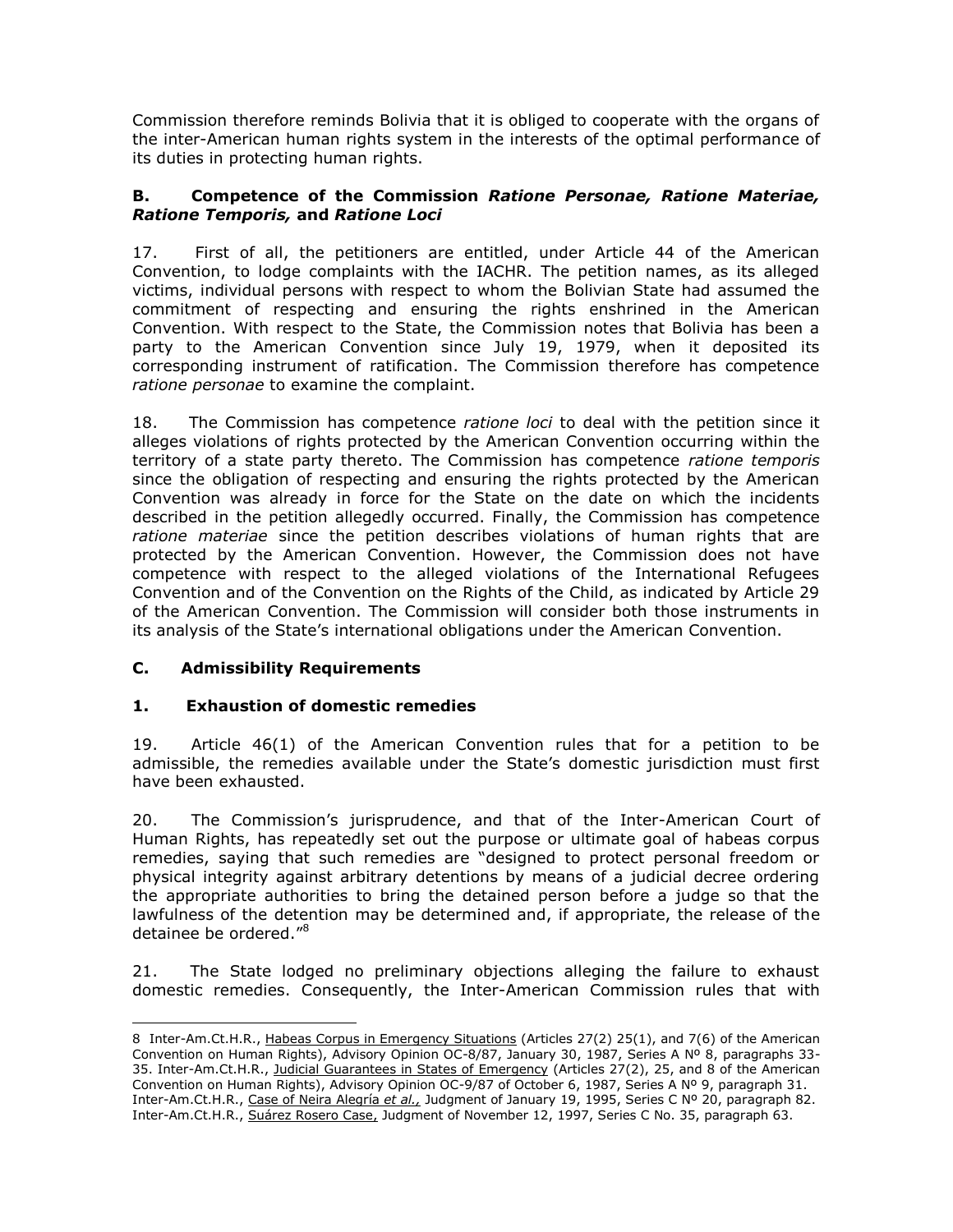Commission therefore reminds Bolivia that it is obliged to cooperate with the organs of the inter-American human rights system in the interests of the optimal performance of its duties in protecting human rights.

### B. Competence of the Commission *Ratione Personae, Ratione Materiae, Ratione Temporis,* and *Ratione Loci*

17. First of all, the petitioners are entitled, under Article 44 of the American Convention, to lodge complaints with the IACHR. The petition names, as its alleged victims, individual persons with respect to whom the Bolivian State had assumed the commitment of respecting and ensuring the rights enshrined in the American Convention. With respect to the State, the Commission notes that Bolivia has been a party to the American Convention since July 19, 1979, when it deposited its corresponding instrument of ratification. The Commission therefore has competence *ratione personae* to examine the complaint.

18. The Commission has competence *ratione loci* to deal with the petition since it alleges violations of rights protected by the American Convention occurring within the territory of a state party thereto. The Commission has competence *ratione temporis* since the obligation of respecting and ensuring the rights protected by the American Convention was already in force for the State on the date on which the incidents described in the petition allegedly occurred. Finally, the Commission has competence *ratione materiae* since the petition describes violations of human rights that are protected by the American Convention. However, the Commission does not have competence with respect to the alleged violations of the International Refugees Convention and of the Convention on the Rights of the Child, as indicated by Article 29 of the American Convention. The Commission will consider both those instruments in its analysis of the State's international obligations under the American Convention.

### C. Admissibility Requirements

### 1. Exhaustion of domestic remedies

19. Article 46(1) of the American Convention rules that for a petition to be admissible, the remedies available under the State's domestic jurisdiction must first have been exhausted.

20. The Commission's jurisprudence, and that of the Inter-American Court of Human Rights, has repeatedly set out the purpose or ultimate goal of habeas corpus remedies, saying that such remedies are "designed to protect personal freedom or physical integrity against arbitrary detentions by means of a judicial decree ordering the appropriate authorities to bring the detained person before a judge so that the lawfulness of the detention may be determined and, if appropriate, the release of the detainee be ordered."[8]

21. The State lodged no preliminary objections alleging the failure to exhaust domestic remedies. Consequently, the Inter-American Commission rules that with

---

8 Inter-Am.Ct.H.R., Habeas Corpus in Emergency Situations (Articles 27(2) 25(1), and 7(6) of the American Convention on Human Rights), Advisory Opinion OC-8/87, January 30, 1987, Series A Nº 8, paragraphs 33-35. Inter-Am.Ct.H.R., Judicial Guarantees in States of Emergency (Articles 27(2), 25, and 8 of the American Convention on Human Rights), Advisory Opinion OC-9/87 of October 6, 1987, Series A Nº 9, paragraph 31. Inter-Am.Ct.H.R., Case of Neira Alegría *et al.,* Judgment of January 19, 1995, Series C Nº 20, paragraph 82. Inter-Am.Ct.H.R., Suárez Rosero Case, Judgment of November 12, 1997, Series C No. 35, paragraph 63.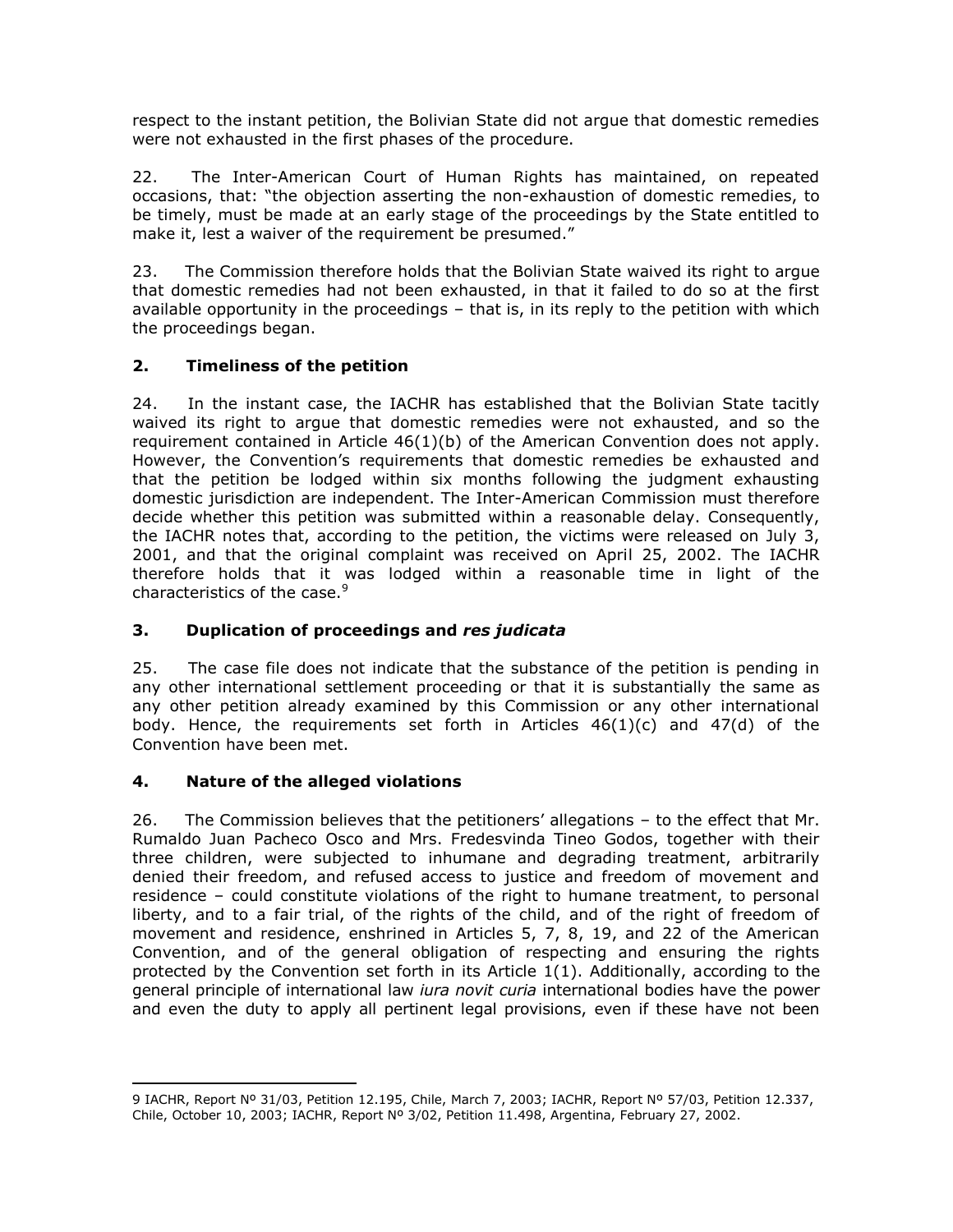respect to the instant petition, the Bolivian State did not argue that domestic remedies were not exhausted in the first phases of the procedure.

22. The Inter-American Court of Human Rights has maintained, on repeated occasions, that: "the objection asserting the non-exhaustion of domestic remedies, to be timely, must be made at an early stage of the proceedings by the State entitled to make it, lest a waiver of the requirement be presumed."

23. The Commission therefore holds that the Bolivian State waived its right to argue that domestic remedies had not been exhausted, in that it failed to do so at the first available opportunity in the proceedings – that is, in its reply to the petition with which the proceedings began.

### 2. Timeliness of the petition

24. In the instant case, the IACHR has established that the Bolivian State tacitly waived its right to argue that domestic remedies were not exhausted, and so the requirement contained in Article 46(1)(b) of the American Convention does not apply. However, the Convention's requirements that domestic remedies be exhausted and that the petition be lodged within six months following the judgment exhausting domestic jurisdiction are independent. The Inter-American Commission must therefore decide whether this petition was submitted within a reasonable delay. Consequently, the IACHR notes that, according to the petition, the victims were released on July 3, 2001, and that the original complaint was received on April 25, 2002. The IACHR therefore holds that it was lodged within a reasonable time in light of the characteristics of the case.[9]

### 3. Duplication of proceedings and *res judicata*

25. The case file does not indicate that the substance of the petition is pending in any other international settlement proceeding or that it is substantially the same as any other petition already examined by this Commission or any other international body. Hence, the requirements set forth in Articles 46(1)(c) and 47(d) of the Convention have been met.

### 4. Nature of the alleged violations

26. The Commission believes that the petitioners' allegations – to the effect that Mr. Rumaldo Juan Pacheco Osco and Mrs. Fredesvinda Tineo Godos, together with their three children, were subjected to inhumane and degrading treatment, arbitrarily denied their freedom, and refused access to justice and freedom of movement and residence – could constitute violations of the right to humane treatment, to personal liberty, and to a fair trial, of the rights of the child, and of the right of freedom of movement and residence, enshrined in Articles 5, 7, 8, 19, and 22 of the American Convention, and of the general obligation of respecting and ensuring the rights protected by the Convention set forth in its Article 1(1). Additionally, according to the general principle of international law *iura novit curia* international bodies have the power and even the duty to apply all pertinent legal provisions, even if these have not been

---

9 IACHR, Report Nº 31/03, Petition 12.195, Chile, March 7, 2003; IACHR, Report Nº 57/03, Petition 12.337, Chile, October 10, 2003; IACHR, Report Nº 3/02, Petition 11.498, Argentina, February 27, 2002.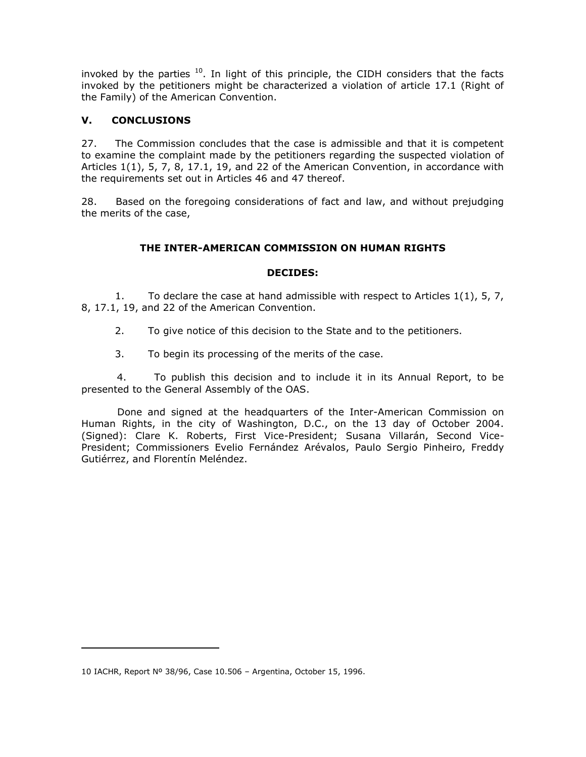invoked by the parties [10]. In light of this principle, the CIDH considers that the facts invoked by the petitioners might be characterized a violation of article 17.1 (Right of the Family) of the American Convention.

## V. CONCLUSIONS

27. The Commission concludes that the case is admissible and that it is competent to examine the complaint made by the petitioners regarding the suspected violation of Articles 1(1), 5, 7, 8, 17.1, 19, and 22 of the American Convention, in accordance with the requirements set out in Articles 46 and 47 thereof.

28. Based on the foregoing considerations of fact and law, and without prejudging the merits of the case,

**THE INTER-AMERICAN COMMISSION ON HUMAN RIGHTS**

**DECIDES:**

1. To declare the case at hand admissible with respect to Articles 1(1), 5, 7, 8, 17.1, 19, and 22 of the American Convention.

2. To give notice of this decision to the State and to the petitioners.

3. To begin its processing of the merits of the case.

4. To publish this decision and to include it in its Annual Report, to be presented to the General Assembly of the OAS.

Done and signed at the headquarters of the Inter-American Commission on Human Rights, in the city of Washington, D.C., on the 13 day of October 2004. (Signed): Clare K. Roberts, First Vice-President; Susana Villarán, Second Vice-President; Commissioners Evelio Fernández Arévalos, Paulo Sergio Pinheiro, Freddy Gutiérrez, and Florentín Meléndez.

---

10 IACHR, Report Nº 38/96, Case 10.506 – Argentina, October 15, 1996.